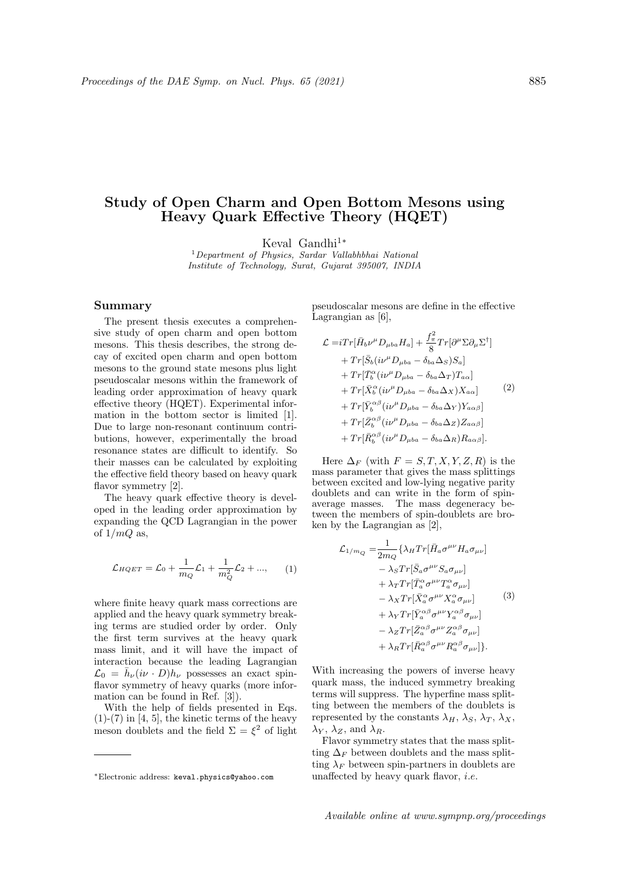# Study of Open Charm and Open Bottom Mesons using Heavy Quark Effective Theory (HQET)

Keval Gandhi[1*]

[1]*Department of Physics, Sardar Vallabhbhai National Institute of Technology, Surat, Gujarat 395007, INDIA*

## Summary

The present thesis executes a comprehensive study of open charm and open bottom mesons. This thesis describes, the strong decay of excited open charm and open bottom mesons to the ground state mesons plus light pseudoscalar mesons within the framework of leading order approximation of heavy quark effective theory (HQET). Experimental information in the bottom sector is limited [1]. Due to large non-resonant continuum contributions, however, experimentally the broad resonance states are difficult to identify. So their masses can be calculated by exploiting the effective field theory based on heavy quark flavor symmetry [2].

The heavy quark effective theory is developed in the leading order approximation by expanding the QCD Lagrangian in the power of $1/mQ$ as,

$$\mathcal{L}_{HQET} = \mathcal{L}_0 + \frac{1}{m_Q}\mathcal{L}_1 + \frac{1}{m_Q^2}\mathcal{L}_2 + ..., \tag{1}$$

where finite heavy quark mass corrections are applied and the heavy quark symmetry breaking terms are studied order by order. Only the first term survives at the heavy quark mass limit, and it will have the impact of interaction because the leading Lagrangian $\mathcal{L}_0 = \bar{h}_\nu(i\nu \cdot D)h_\nu$ possesses an exact spin-flavor symmetry of heavy quarks (more information can be found in Ref. [3]).

With the help of fields presented in Eqs. (1)-(7) in [4, 5], the kinetic terms of the heavy meson doublets and the field $\Sigma = \xi^2$ of light pseudoscalar mesons are define in the effective Lagrangian as [6],

$$\begin{aligned}
\mathcal{L} =& iTr[\bar{H}_b\nu^\mu D_{\mu ba}H_a] + \frac{f_\pi^2}{8}Tr[\partial^\mu\Sigma\partial_\mu\Sigma^\dagger] \\
&+ Tr[\bar{S}_b(i\nu^\mu D_{\mu ba} - \delta_{ba}\Delta_S)S_a] \\
&+ Tr[\bar{T}_b^\alpha(i\nu^\mu D_{\mu ba} - \delta_{ba}\Delta_T)T_{a\alpha}] \\
&+ Tr[\bar{X}_b^\alpha(i\nu^\mu D_{\mu ba} - \delta_{ba}\Delta_X)X_{a\alpha}] \\
&+ Tr[\bar{Y}_b^{\alpha\beta}(i\nu^\mu D_{\mu ba} - \delta_{ba}\Delta_Y)Y_{a\alpha\beta}] \\
&+ Tr[\bar{Z}_b^{\alpha\beta}(i\nu^\mu D_{\mu ba} - \delta_{ba}\Delta_Z)Z_{a\alpha\beta}] \\
&+ Tr[\bar{R}_b^{\alpha\beta}(i\nu^\mu D_{\mu ba} - \delta_{ba}\Delta_R)R_{a\alpha\beta}].
\end{aligned} \tag{2}$$

Here $\Delta_F$ (with $F = S, T, X, Y, Z, R$) is the mass parameter that gives the mass splittings between excited and low-lying negative parity doublets and can write in the form of spin-average masses. The mass degeneracy between the members of spin-doublets are broken by the Lagrangian as [2],

$$\begin{aligned}
\mathcal{L}_{1/m_Q} =& \frac{1}{2m_Q}\{\lambda_H Tr[\bar{H}_a\sigma^{\mu\nu}H_a\sigma_{\mu\nu}] \\
&- \lambda_S Tr[\bar{S}_a\sigma^{\mu\nu}S_a\sigma_{\mu\nu}] \\
&+ \lambda_T Tr[\bar{T}_a^\alpha\sigma^{\mu\nu}T_a^\alpha\sigma_{\mu\nu}] \\
&- \lambda_X Tr[\bar{X}_a^\alpha\sigma^{\mu\nu}X_a^\alpha\sigma_{\mu\nu}] \\
&+ \lambda_Y Tr[\bar{Y}_a^{\alpha\beta}\sigma^{\mu\nu}Y_a^{\alpha\beta}\sigma_{\mu\nu}] \\
&- \lambda_Z Tr[\bar{Z}_a^{\alpha\beta}\sigma^{\mu\nu}Z_a^{\alpha\beta}\sigma_{\mu\nu}] \\
&+ \lambda_R Tr[\bar{R}_a^{\alpha\beta}\sigma^{\mu\nu}R_a^{\alpha\beta}\sigma_{\mu\nu}]\}.
\end{aligned} \tag{3}$$

With increasing the powers of inverse heavy quark mass, the induced symmetry breaking terms will suppress. The hyperfine mass splitting between the members of the doublets is represented by the constants $\lambda_H$, $\lambda_S$, $\lambda_T$, $\lambda_X$, $\lambda_Y$, $\lambda_Z$, and $\lambda_R$.

Flavor symmetry states that the mass splitting $\Delta_F$ between doublets and the mass splitting $\lambda_F$ between spin-partners in doublets are unaffected by heavy quark flavor, *i.e.*

*Electronic address: keval.physics@yahoo.com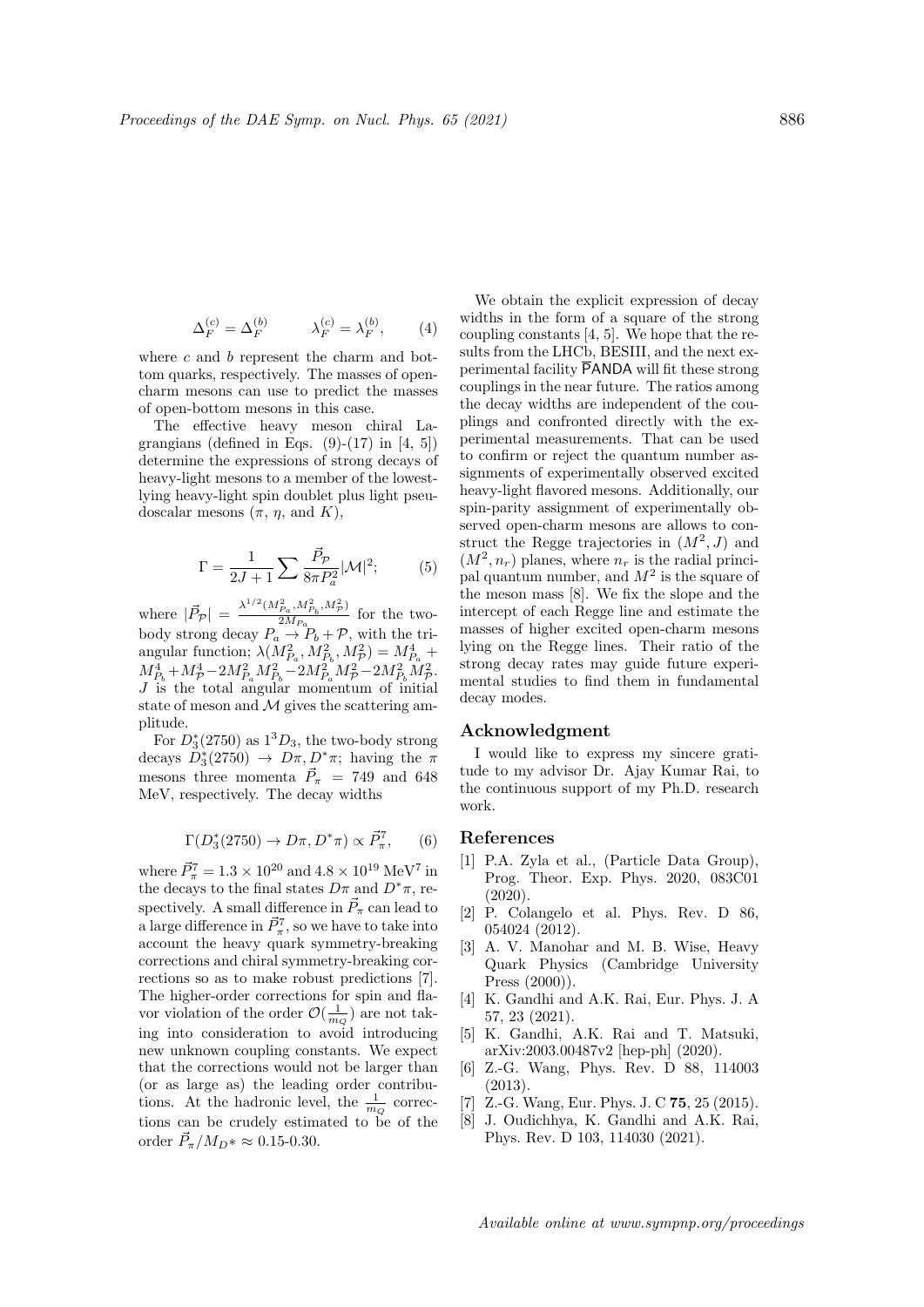$$\Delta_F^{(c)} = \Delta_F^{(b)} \qquad \lambda_F^{(c)} = \lambda_F^{(b)}, \qquad (4)$$

where $c$ and $b$ represent the charm and bottom quarks, respectively. The masses of open-charm mesons can use to predict the masses of open-bottom mesons in this case.

The effective heavy meson chiral Lagrangians (defined in Eqs. (9)-(17) in [4, 5]) determine the expressions of strong decays of heavy-light mesons to a member of the lowest-lying heavy-light spin doublet plus light pseudoscalar mesons ($\pi$, $\eta$, and $K$),

$$\Gamma = \frac{1}{2J+1} \sum \frac{\vec{P}_{\mathcal{P}}}{8\pi P_a^2} |\mathcal{M}|^2; \qquad (5)$$

where $|\vec{P}_{\mathcal{P}}| = \frac{\lambda^{1/2}(M_{P_a}^2, M_{P_b}^2, M_{\mathcal{P}}^2)}{2M_{P_a}}$ for the two-body strong decay $P_a \to P_b + \mathcal{P}$, with the triangular function; $\lambda(M_{P_a}^2, M_{P_b}^2, M_{\mathcal{P}}^2) = M_{P_a}^4 + M_{P_b}^4 + M_{\mathcal{P}}^4 - 2M_{P_a}^2 M_{P_b}^2 - 2M_{P_a}^2 M_{\mathcal{P}}^2 - 2M_{P_b}^2 M_{\mathcal{P}}^2$. $J$ is the total angular momentum of initial state of meson and $\mathcal{M}$ gives the scattering amplitude.

For $D_3^*(2750)$ as $1^3D_3$, the two-body strong decays $D_3^*(2750) \to D\pi, D^*\pi$; having the $\pi$ mesons three momenta $\vec{P}_\pi = 749$ and 648 MeV, respectively. The decay widths

$$\Gamma(D_3^*(2750) \to D\pi, D^*\pi) \propto \vec{P}_\pi^7, \qquad (6)$$

where $\vec{P}_\pi^7 = 1.3 \times 10^{20}$ and $4.8 \times 10^{19}$ MeV$^7$ in the decays to the final states $D\pi$ and $D^*\pi$, respectively. A small difference in $\vec{P}_\pi$ can lead to a large difference in $\vec{P}_\pi^7$, so we have to take into account the heavy quark symmetry-breaking corrections and chiral symmetry-breaking corrections so as to make robust predictions [7]. The higher-order corrections for spin and flavor violation of the order $\mathcal{O}(\frac{1}{m_Q})$ are not taking into consideration to avoid introducing new unknown coupling constants. We expect that the corrections would not be larger than (or as large as) the leading order contributions. At the hadronic level, the $\frac{1}{m_Q}$ corrections can be crudely estimated to be of the order $\vec{P}_\pi/M_{D^*} \approx$ 0.15-0.30.

We obtain the explicit expression of decay widths in the form of a square of the strong coupling constants [4, 5]. We hope that the results from the LHCb, BESIII, and the next experimental facility $\overline{\text{P}}$ANDA will fit these strong couplings in the near future. The ratios among the decay widths are independent of the couplings and confronted directly with the experimental measurements. That can be used to confirm or reject the quantum number assignments of experimentally observed excited heavy-light flavored mesons. Additionally, our spin-parity assignment of experimentally observed open-charm mesons are allows to construct the Regge trajectories in $(M^2, J)$ and $(M^2, n_r)$ planes, where $n_r$ is the radial principal quantum number, and $M^2$ is the square of the meson mass [8]. We fix the slope and the intercept of each Regge line and estimate the masses of higher excited open-charm mesons lying on the Regge lines. Their ratio of the strong decay rates may guide future experimental studies to find them in fundamental decay modes.

## Acknowledgment

I would like to express my sincere gratitude to my advisor Dr. Ajay Kumar Rai, to the continuous support of my Ph.D. research work.

## References

[1] P.A. Zyla et al., (Particle Data Group), Prog. Theor. Exp. Phys. 2020, 083C01 (2020).

[2] P. Colangelo et al. Phys. Rev. D 86, 054024 (2012).

[3] A. V. Manohar and M. B. Wise, Heavy Quark Physics (Cambridge University Press (2000)).

[4] K. Gandhi and A.K. Rai, Eur. Phys. J. A 57, 23 (2021).

[5] K. Gandhi, A.K. Rai and T. Matsuki, arXiv:2003.00487v2 [hep-ph] (2020).

[6] Z.-G. Wang, Phys. Rev. D 88, 114003 (2013).

[7] Z.-G. Wang, Eur. Phys. J. C **75**, 25 (2015).

[8] J. Oudichhya, K. Gandhi and A.K. Rai, Phys. Rev. D 103, 114030 (2021).